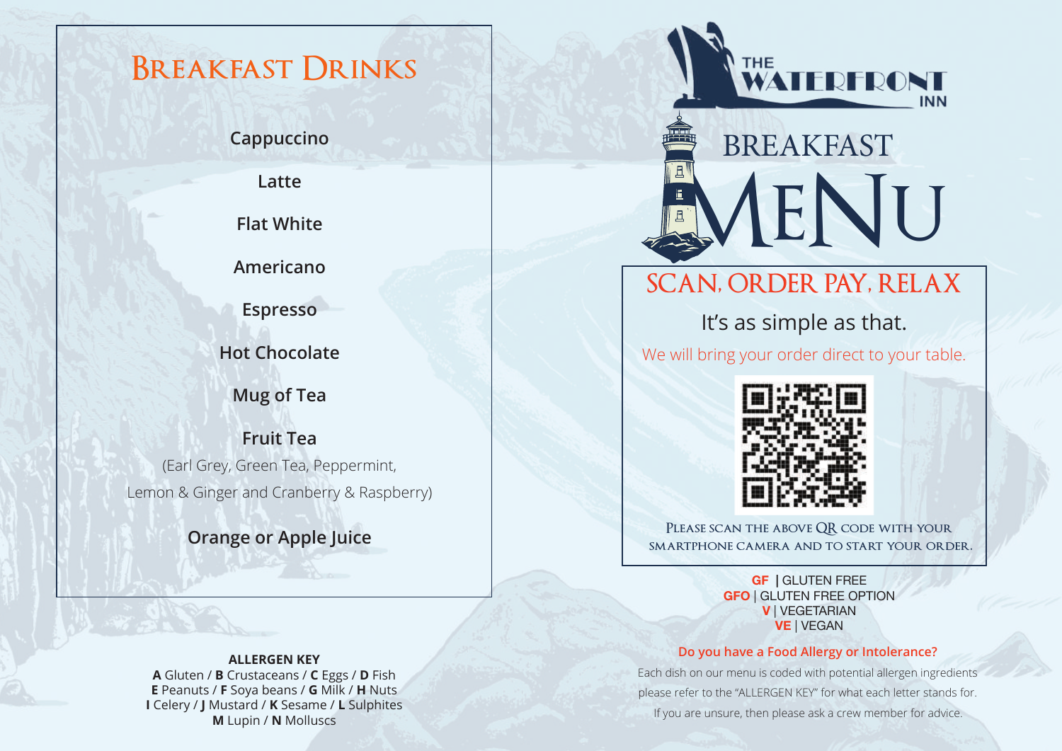## Breakfast Drinks

**Cappuccino**

**Latte**

**Flat White**

**Americano**

**Espresso**

**Hot Chocolate**

**Mug of Tea**

**Fruit Tea**
(Earl Grey, Green Tea, Peppermint,
Lemon & Ginger and Cranberry & Raspberry)

**Orange or Apple Juice**

**ALLERGEN KEY**
**A** Gluten / **B** Crustaceans / **C** Eggs / **D** Fish
**E** Peanuts / **F** Soya beans / **G** Milk / **H** Nuts
**I** Celery / **J** Mustard / **K** Sesame / **L** Sulphites
**M** Lupin / **N** Molluscs

THE WATERFRONT INN

# BREAKFAST MENU

## SCAN, ORDER PAY, RELAX

It's as simple as that.

We will bring your order direct to your table.

Please scan the above QR code with your smartphone camera and to start your order.

**GF** | GLUTEN FREE
**GFO** | GLUTEN FREE OPTION
**V** | VEGETARIAN
**VE** | VEGAN

**Do you have a Food Allergy or Intolerance?**

Each dish on our menu is coded with potential allergen ingredients please refer to the "ALLERGEN KEY" for what each letter stands for.
If you are unsure, then please ask a crew member for advice.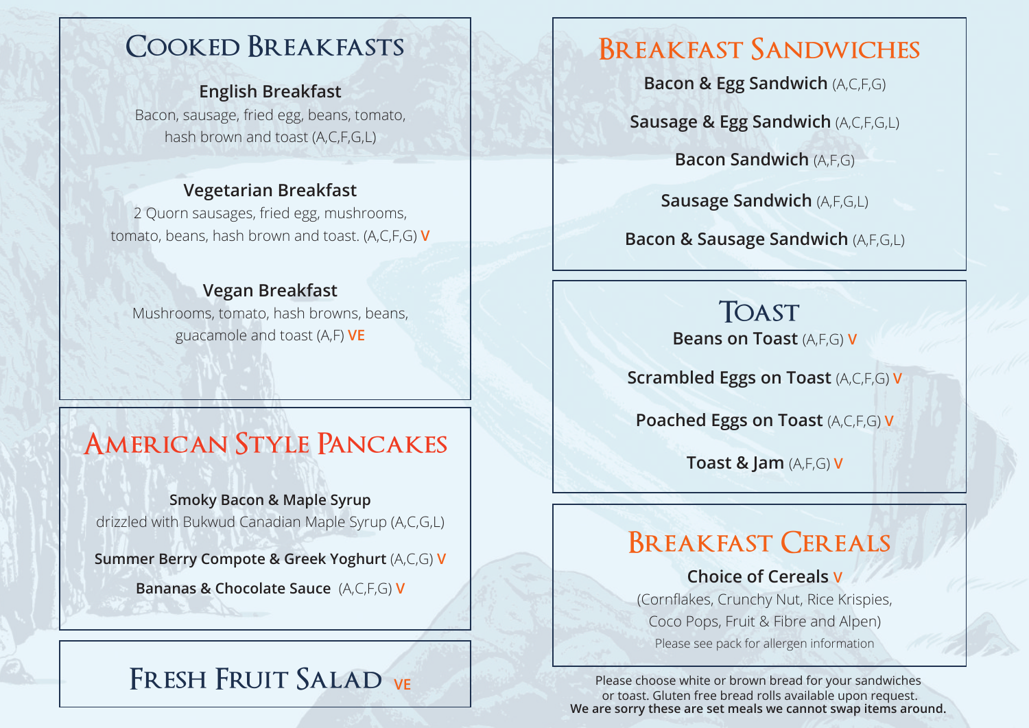## Cooked Breakfasts

**English Breakfast**
Bacon, sausage, fried egg, beans, tomato, hash brown and toast (A,C,F,G,L)

**Vegetarian Breakfast**
2 Quorn sausages, fried egg, mushrooms, tomato, beans, hash brown and toast. (A,C,F,G) **V**

**Vegan Breakfast**
Mushrooms, tomato, hash browns, beans, guacamole and toast (A,F) **VE**

## American Style Pancakes

**Smoky Bacon & Maple Syrup**
drizzled with Bukwud Canadian Maple Syrup (A,C,G,L)

**Summer Berry Compote & Greek Yoghurt** (A,C,G) **V**

**Bananas & Chocolate Sauce** (A,C,F,G) **V**

## Fresh Fruit Salad VE

## Breakfast Sandwiches

**Bacon & Egg Sandwich** (A,C,F,G)

**Sausage & Egg Sandwich** (A,C,F,G,L)

**Bacon Sandwich** (A,F,G)

**Sausage Sandwich** (A,F,G,L)

**Bacon & Sausage Sandwich** (A,F,G,L)

## Toast

**Beans on Toast** (A,F,G) **V**

**Scrambled Eggs on Toast** (A,C,F,G) **V**

**Poached Eggs on Toast** (A,C,F,G) **V**

**Toast & Jam** (A,F,G) **V**

## Breakfast Cereals

**Choice of Cereals** **V**
(Cornflakes, Crunchy Nut, Rice Krispies, Coco Pops, Fruit & Fibre and Alpen)
Please see pack for allergen information

Please choose white or brown bread for your sandwiches or toast. Gluten free bread rolls available upon request.
**We are sorry these are set meals we cannot swap items around.**